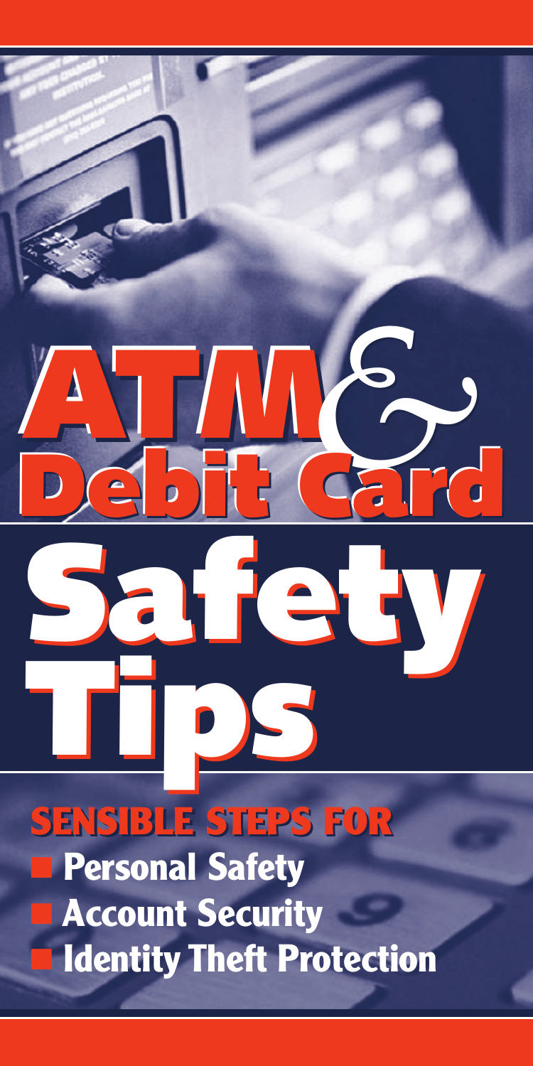# ATM & Debit Card Safety Tips

## SENSIBLE STEPS FOR

- Personal Safety
- Account Security
- Identity Theft Protection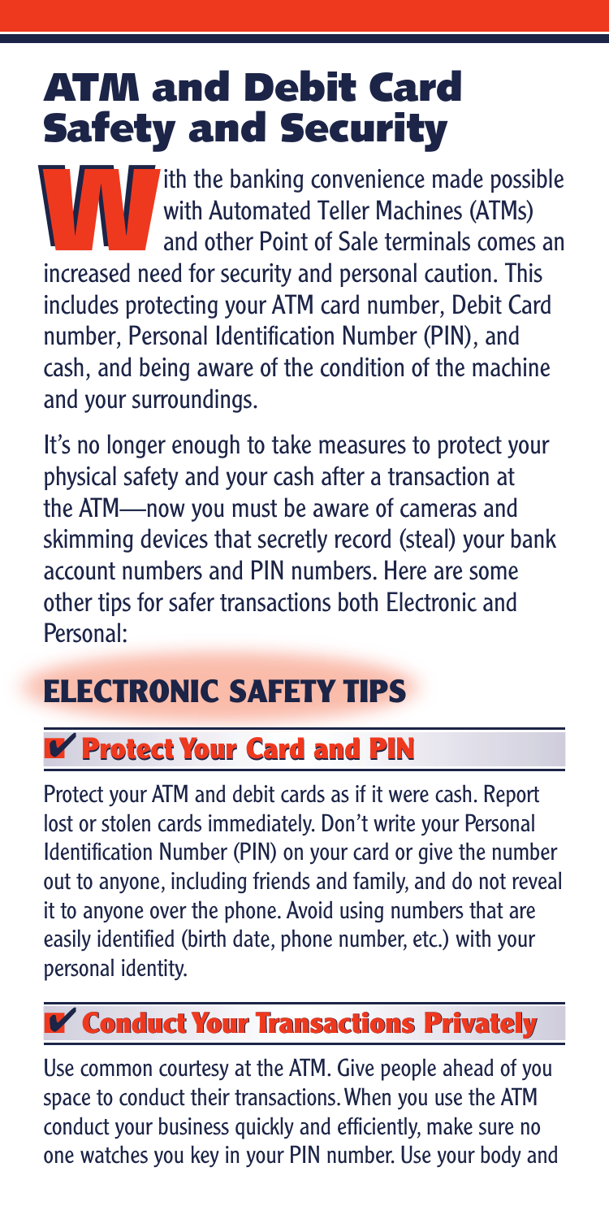# ATM and Debit Card Safety and Security

With the banking convenience made possible with Automated Teller Machines (ATMs) and other Point of Sale terminals comes an increased need for security and personal caution. This includes protecting your ATM card number, Debit Card number, Personal Identification Number (PIN), and cash, and being aware of the condition of the machine and your surroundings.

It's no longer enough to take measures to protect your physical safety and your cash after a transaction at the ATM—now you must be aware of cameras and skimming devices that secretly record (steal) your bank account numbers and PIN numbers. Here are some other tips for safer transactions both Electronic and Personal:

## ELECTRONIC SAFETY TIPS

### ✔ Protect Your Card and PIN

Protect your ATM and debit cards as if it were cash. Report lost or stolen cards immediately. Don't write your Personal Identification Number (PIN) on your card or give the number out to anyone, including friends and family, and do not reveal it to anyone over the phone. Avoid using numbers that are easily identified (birth date, phone number, etc.) with your personal identity.

### ✔ Conduct Your Transactions Privately

Use common courtesy at the ATM. Give people ahead of you space to conduct their transactions. When you use the ATM conduct your business quickly and efficiently, make sure no one watches you key in your PIN number. Use your body and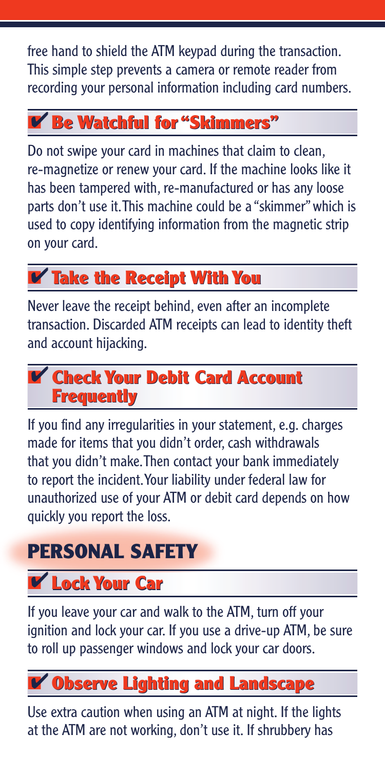free hand to shield the ATM keypad during the transaction. This simple step prevents a camera or remote reader from recording your personal information including card numbers.

### ✔ Be Watchful for "Skimmers"

Do not swipe your card in machines that claim to clean, re-magnetize or renew your card. If the machine looks like it has been tampered with, re-manufactured or has any loose parts don't use it. This machine could be a "skimmer" which is used to copy identifying information from the magnetic strip on your card.

### ✔ Take the Receipt With You

Never leave the receipt behind, even after an incomplete transaction. Discarded ATM receipts can lead to identity theft and account hijacking.

### ✔ Check Your Debit Card Account Frequently

If you find any irregularities in your statement, e.g. charges made for items that you didn't order, cash withdrawals that you didn't make. Then contact your bank immediately to report the incident. Your liability under federal law for unauthorized use of your ATM or debit card depends on how quickly you report the loss.

## PERSONAL SAFETY

### ✔ Lock Your Car

If you leave your car and walk to the ATM, turn off your ignition and lock your car. If you use a drive-up ATM, be sure to roll up passenger windows and lock your car doors.

### ✔ Observe Lighting and Landscape

Use extra caution when using an ATM at night. If the lights at the ATM are not working, don't use it. If shrubbery has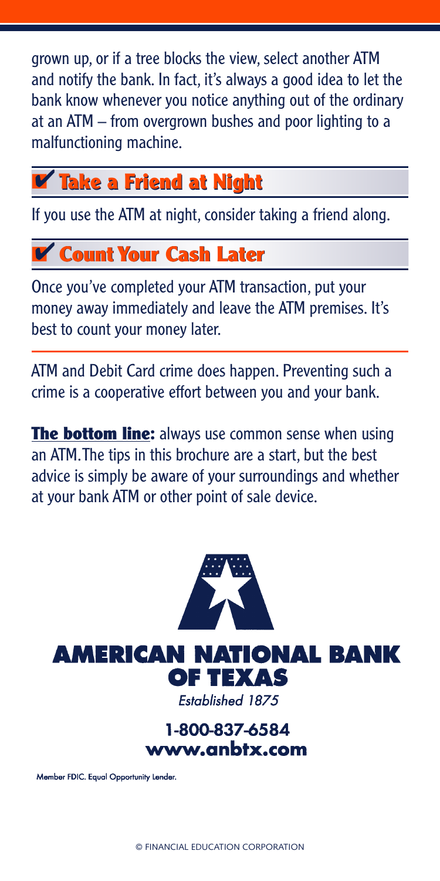grown up, or if a tree blocks the view, select another ATM and notify the bank. In fact, it's always a good idea to let the bank know whenever you notice anything out of the ordinary at an ATM – from overgrown bushes and poor lighting to a malfunctioning machine.

## ✔ Take a Friend at Night

If you use the ATM at night, consider taking a friend along.

## ✔ Count Your Cash Later

Once you've completed your ATM transaction, put your money away immediately and leave the ATM premises. It's best to count your money later.

---

ATM and Debit Card crime does happen. Preventing such a crime is a cooperative effort between you and your bank.

**The bottom line:** always use common sense when using an ATM.The tips in this brochure are a start, but the best advice is simply be aware of your surroundings and whether at your bank ATM or other point of sale device.

**AMERICAN NATIONAL BANK OF TEXAS**

*Established 1875*

**1-800-837-6584**
**www.anbtx.com**

Member FDIC. Equal Opportunity Lender.

© FINANCIAL EDUCATION CORPORATION